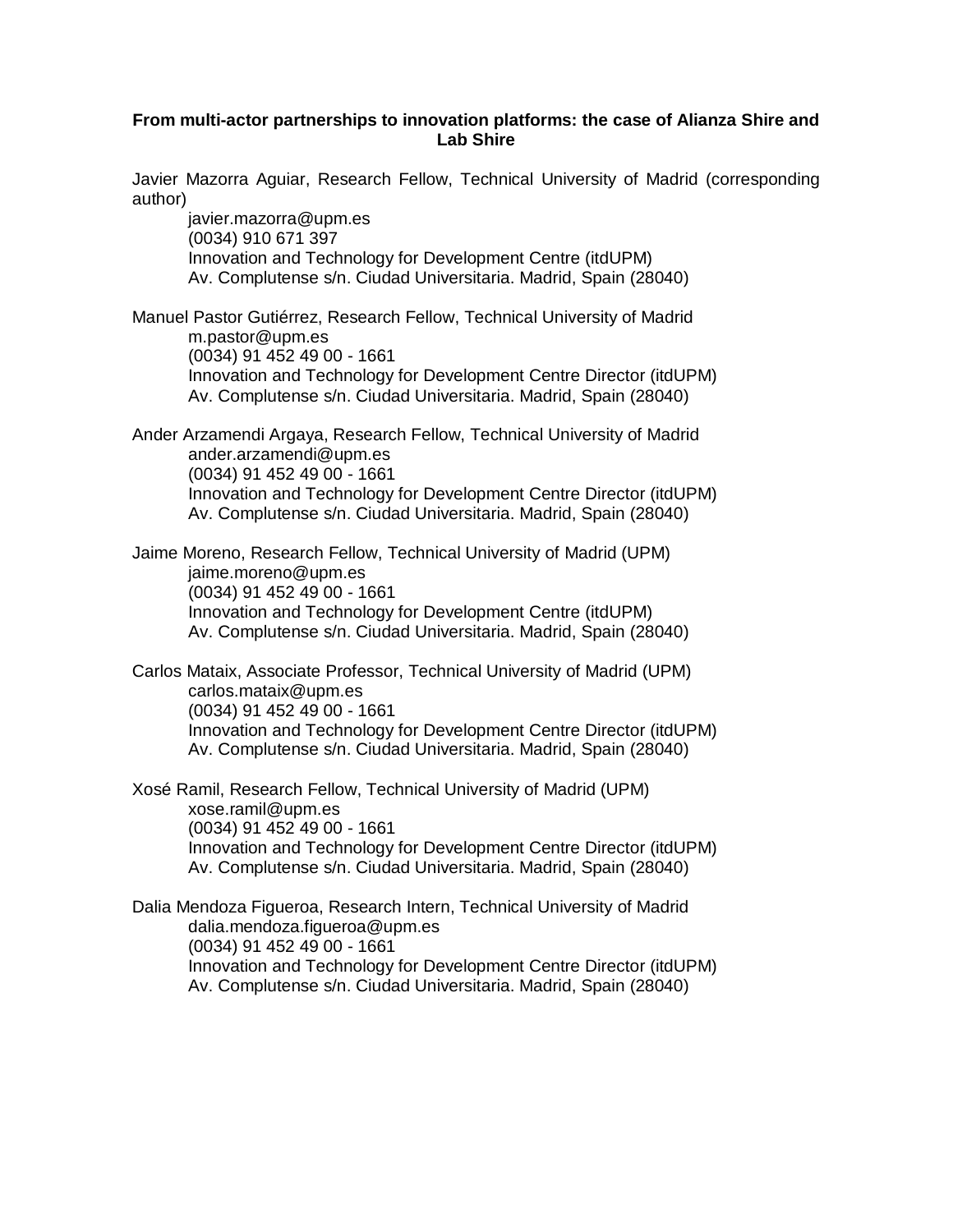**From multi-actor partnerships to innovation platforms: the case of Alianza Shire and Lab Shire**

Javier Mazorra Aguiar, Research Fellow, Technical University of Madrid (corresponding author)
javier.mazorra@upm.es
(0034) 910 671 397
Innovation and Technology for Development Centre (itdUPM)
Av. Complutense s/n. Ciudad Universitaria. Madrid, Spain (28040)

Manuel Pastor Gutiérrez, Research Fellow, Technical University of Madrid
m.pastor@upm.es
(0034) 91 452 49 00 - 1661
Innovation and Technology for Development Centre Director (itdUPM)
Av. Complutense s/n. Ciudad Universitaria. Madrid, Spain (28040)

Ander Arzamendi Argaya, Research Fellow, Technical University of Madrid
ander.arzamendi@upm.es
(0034) 91 452 49 00 - 1661
Innovation and Technology for Development Centre Director (itdUPM)
Av. Complutense s/n. Ciudad Universitaria. Madrid, Spain (28040)

Jaime Moreno, Research Fellow, Technical University of Madrid (UPM)
jaime.moreno@upm.es
(0034) 91 452 49 00 - 1661
Innovation and Technology for Development Centre (itdUPM)
Av. Complutense s/n. Ciudad Universitaria. Madrid, Spain (28040)

Carlos Mataix, Associate Professor, Technical University of Madrid (UPM)
carlos.mataix@upm.es
(0034) 91 452 49 00 - 1661
Innovation and Technology for Development Centre Director (itdUPM)
Av. Complutense s/n. Ciudad Universitaria. Madrid, Spain (28040)

Xosé Ramil, Research Fellow, Technical University of Madrid (UPM)
xose.ramil@upm.es
(0034) 91 452 49 00 - 1661
Innovation and Technology for Development Centre Director (itdUPM)
Av. Complutense s/n. Ciudad Universitaria. Madrid, Spain (28040)

Dalia Mendoza Figueroa, Research Intern, Technical University of Madrid
dalia.mendoza.figueroa@upm.es
(0034) 91 452 49 00 - 1661
Innovation and Technology for Development Centre Director (itdUPM)
Av. Complutense s/n. Ciudad Universitaria. Madrid, Spain (28040)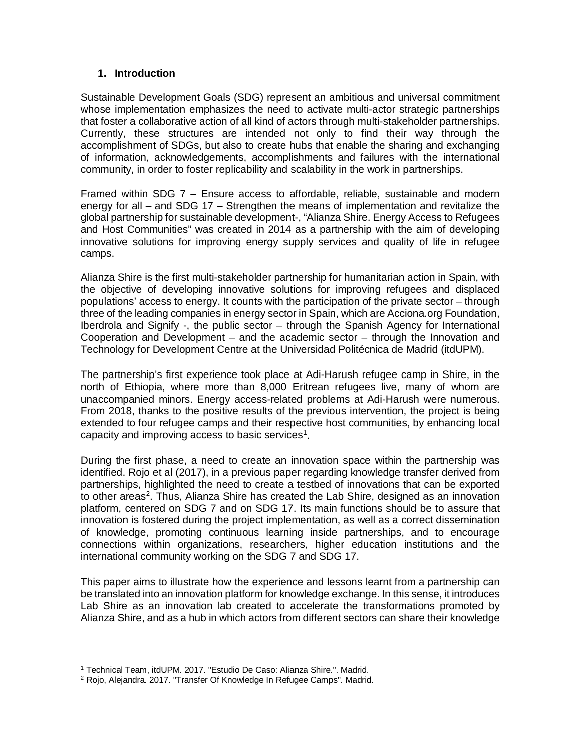## 1. Introduction

Sustainable Development Goals (SDG) represent an ambitious and universal commitment whose implementation emphasizes the need to activate multi-actor strategic partnerships that foster a collaborative action of all kind of actors through multi-stakeholder partnerships. Currently, these structures are intended not only to find their way through the accomplishment of SDGs, but also to create hubs that enable the sharing and exchanging of information, acknowledgements, accomplishments and failures with the international community, in order to foster replicability and scalability in the work in partnerships.

Framed within SDG 7 – Ensure access to affordable, reliable, sustainable and modern energy for all – and SDG 17 – Strengthen the means of implementation and revitalize the global partnership for sustainable development-, "Alianza Shire. Energy Access to Refugees and Host Communities" was created in 2014 as a partnership with the aim of developing innovative solutions for improving energy supply services and quality of life in refugee camps.

Alianza Shire is the first multi-stakeholder partnership for humanitarian action in Spain, with the objective of developing innovative solutions for improving refugees and displaced populations' access to energy. It counts with the participation of the private sector – through three of the leading companies in energy sector in Spain, which are Acciona.org Foundation, Iberdrola and Signify -, the public sector – through the Spanish Agency for International Cooperation and Development – and the academic sector – through the Innovation and Technology for Development Centre at the Universidad Politécnica de Madrid (itdUPM).

The partnership's first experience took place at Adi-Harush refugee camp in Shire, in the north of Ethiopia, where more than 8,000 Eritrean refugees live, many of whom are unaccompanied minors. Energy access-related problems at Adi-Harush were numerous. From 2018, thanks to the positive results of the previous intervention, the project is being extended to four refugee camps and their respective host communities, by enhancing local capacity and improving access to basic services[1].

During the first phase, a need to create an innovation space within the partnership was identified. Rojo et al (2017), in a previous paper regarding knowledge transfer derived from partnerships, highlighted the need to create a testbed of innovations that can be exported to other areas[2]. Thus, Alianza Shire has created the Lab Shire, designed as an innovation platform, centered on SDG 7 and on SDG 17. Its main functions should be to assure that innovation is fostered during the project implementation, as well as a correct dissemination of knowledge, promoting continuous learning inside partnerships, and to encourage connections within organizations, researchers, higher education institutions and the international community working on the SDG 7 and SDG 17.

This paper aims to illustrate how the experience and lessons learnt from a partnership can be translated into an innovation platform for knowledge exchange. In this sense, it introduces Lab Shire as an innovation lab created to accelerate the transformations promoted by Alianza Shire, and as a hub in which actors from different sectors can share their knowledge

[1] Technical Team, itdUPM. 2017. "Estudio De Caso: Alianza Shire.". Madrid.

[2] Rojo, Alejandra. 2017. "Transfer Of Knowledge In Refugee Camps". Madrid.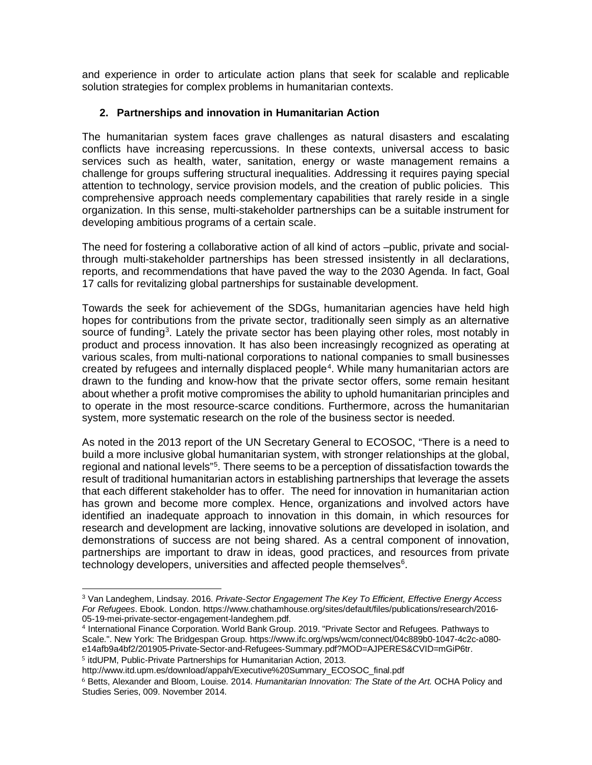and experience in order to articulate action plans that seek for scalable and replicable solution strategies for complex problems in humanitarian contexts.

## 2. Partnerships and innovation in Humanitarian Action

The humanitarian system faces grave challenges as natural disasters and escalating conflicts have increasing repercussions. In these contexts, universal access to basic services such as health, water, sanitation, energy or waste management remains a challenge for groups suffering structural inequalities. Addressing it requires paying special attention to technology, service provision models, and the creation of public policies. This comprehensive approach needs complementary capabilities that rarely reside in a single organization. In this sense, multi-stakeholder partnerships can be a suitable instrument for developing ambitious programs of a certain scale.

The need for fostering a collaborative action of all kind of actors –public, private and social- through multi-stakeholder partnerships has been stressed insistently in all declarations, reports, and recommendations that have paved the way to the 2030 Agenda. In fact, Goal 17 calls for revitalizing global partnerships for sustainable development.

Towards the seek for achievement of the SDGs, humanitarian agencies have held high hopes for contributions from the private sector, traditionally seen simply as an alternative source of funding[3]. Lately the private sector has been playing other roles, most notably in product and process innovation. It has also been increasingly recognized as operating at various scales, from multi-national corporations to national companies to small businesses created by refugees and internally displaced people[4]. While many humanitarian actors are drawn to the funding and know-how that the private sector offers, some remain hesitant about whether a profit motive compromises the ability to uphold humanitarian principles and to operate in the most resource-scarce conditions. Furthermore, across the humanitarian system, more systematic research on the role of the business sector is needed.

As noted in the 2013 report of the UN Secretary General to ECOSOC, "There is a need to build a more inclusive global humanitarian system, with stronger relationships at the global, regional and national levels"[5]. There seems to be a perception of dissatisfaction towards the result of traditional humanitarian actors in establishing partnerships that leverage the assets that each different stakeholder has to offer. The need for innovation in humanitarian action has grown and become more complex. Hence, organizations and involved actors have identified an inadequate approach to innovation in this domain, in which resources for research and development are lacking, innovative solutions are developed in isolation, and demonstrations of success are not being shared. As a central component of innovation, partnerships are important to draw in ideas, good practices, and resources from private technology developers, universities and affected people themselves[6].

---

[3] Van Landeghem, Lindsay. 2016. *Private-Sector Engagement The Key To Efficient, Effective Energy Access For Refugees*. Ebook. London. https://www.chathamhouse.org/sites/default/files/publications/research/2016-05-19-mei-private-sector-engagement-landeghem.pdf.

[4] International Finance Corporation. World Bank Group. 2019. "Private Sector and Refugees. Pathways to Scale.". New York: The Bridgespan Group. https://www.ifc.org/wps/wcm/connect/04c889b0-1047-4c2c-a080-e14afb9a4bf2/201905-Private-Sector-and-Refugees-Summary.pdf?MOD=AJPERES&CVID=mGiP6tr.

[5] itdUPM, Public-Private Partnerships for Humanitarian Action, 2013. http://www.itd.upm.es/download/appah/Executive%20Summary_ECOSOC_final.pdf

[6] Betts, Alexander and Bloom, Louise. 2014. *Humanitarian Innovation: The State of the Art.* OCHA Policy and Studies Series, 009. November 2014.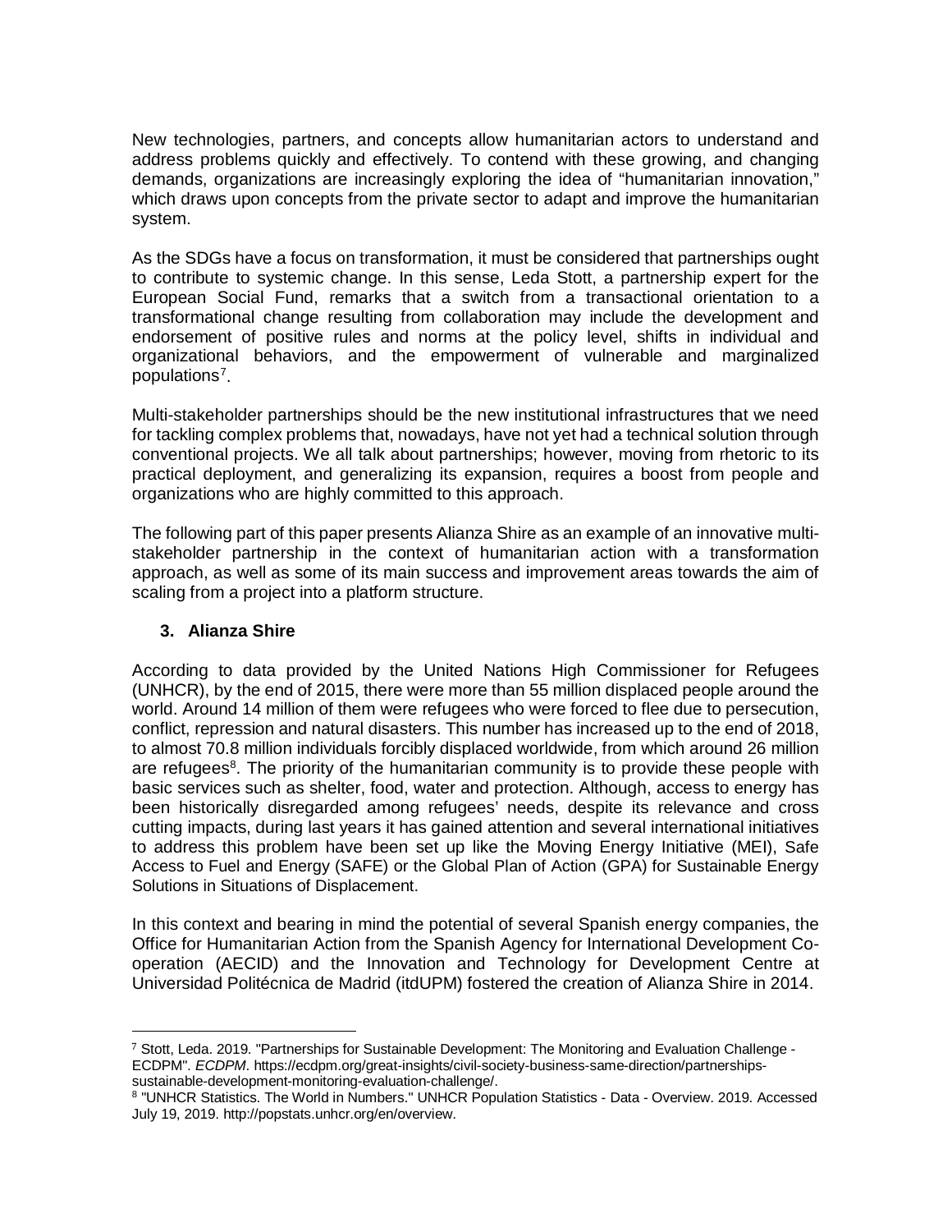New technologies, partners, and concepts allow humanitarian actors to understand and address problems quickly and effectively. To contend with these growing, and changing demands, organizations are increasingly exploring the idea of "humanitarian innovation," which draws upon concepts from the private sector to adapt and improve the humanitarian system.

As the SDGs have a focus on transformation, it must be considered that partnerships ought to contribute to systemic change. In this sense, Leda Stott, a partnership expert for the European Social Fund, remarks that a switch from a transactional orientation to a transformational change resulting from collaboration may include the development and endorsement of positive rules and norms at the policy level, shifts in individual and organizational behaviors, and the empowerment of vulnerable and marginalized populations[7].

Multi-stakeholder partnerships should be the new institutional infrastructures that we need for tackling complex problems that, nowadays, have not yet had a technical solution through conventional projects. We all talk about partnerships; however, moving from rhetoric to its practical deployment, and generalizing its expansion, requires a boost from people and organizations who are highly committed to this approach.

The following part of this paper presents Alianza Shire as an example of an innovative multi-stakeholder partnership in the context of humanitarian action with a transformation approach, as well as some of its main success and improvement areas towards the aim of scaling from a project into a platform structure.

## 3. Alianza Shire

According to data provided by the United Nations High Commissioner for Refugees (UNHCR), by the end of 2015, there were more than 55 million displaced people around the world. Around 14 million of them were refugees who were forced to flee due to persecution, conflict, repression and natural disasters. This number has increased up to the end of 2018, to almost 70.8 million individuals forcibly displaced worldwide, from which around 26 million are refugees[8]. The priority of the humanitarian community is to provide these people with basic services such as shelter, food, water and protection. Although, access to energy has been historically disregarded among refugees' needs, despite its relevance and cross cutting impacts, during last years it has gained attention and several international initiatives to address this problem have been set up like the Moving Energy Initiative (MEI), Safe Access to Fuel and Energy (SAFE) or the Global Plan of Action (GPA) for Sustainable Energy Solutions in Situations of Displacement.

In this context and bearing in mind the potential of several Spanish energy companies, the Office for Humanitarian Action from the Spanish Agency for International Development Co-operation (AECID) and the Innovation and Technology for Development Centre at Universidad Politécnica de Madrid (itdUPM) fostered the creation of Alianza Shire in 2014.

---

[7] Stott, Leda. 2019. "Partnerships for Sustainable Development: The Monitoring and Evaluation Challenge - ECDPM". *ECDPM*. https://ecdpm.org/great-insights/civil-society-business-same-direction/partnerships-sustainable-development-monitoring-evaluation-challenge/.

[8] "UNHCR Statistics. The World in Numbers." UNHCR Population Statistics - Data - Overview. 2019. Accessed July 19, 2019. http://popstats.unhcr.org/en/overview.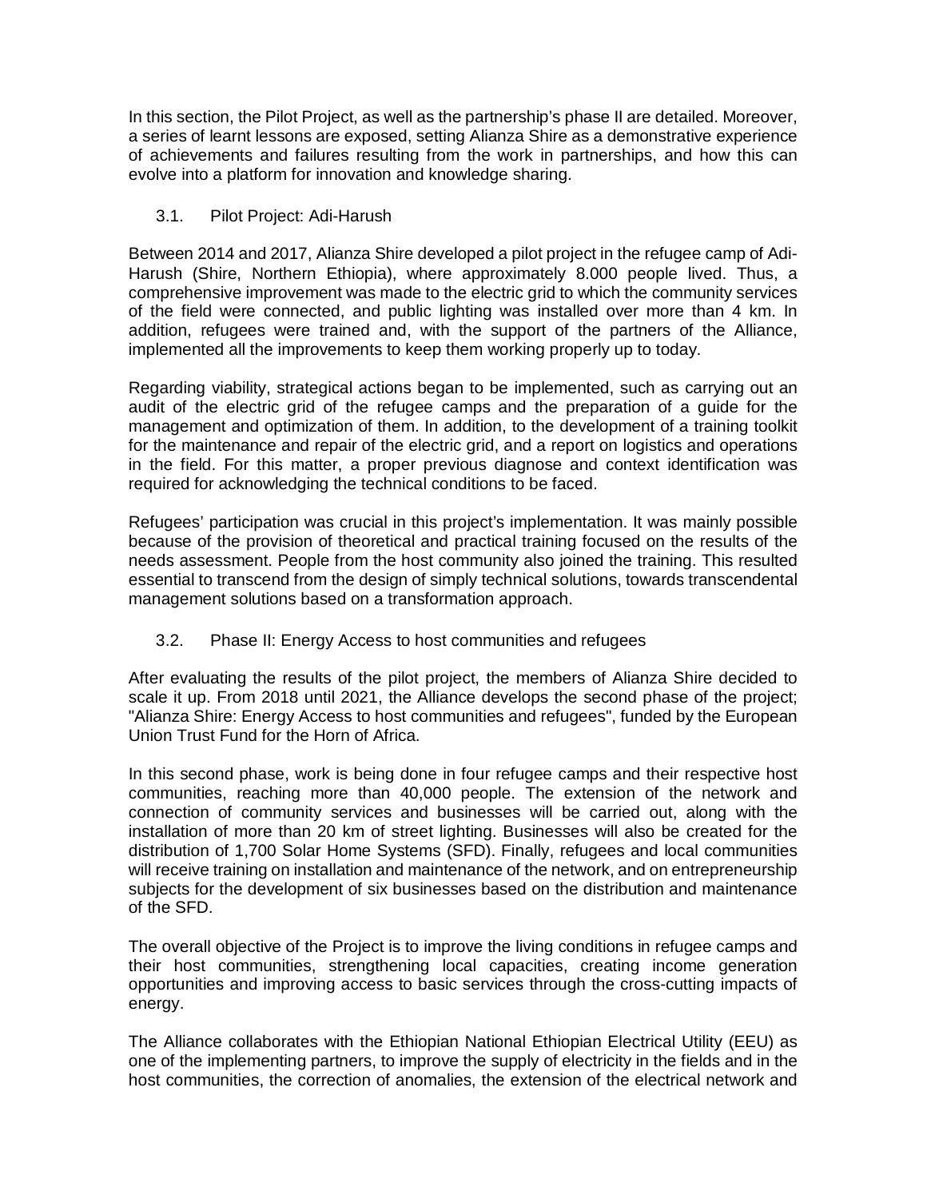In this section, the Pilot Project, as well as the partnership's phase II are detailed. Moreover, a series of learnt lessons are exposed, setting Alianza Shire as a demonstrative experience of achievements and failures resulting from the work in partnerships, and how this can evolve into a platform for innovation and knowledge sharing.

### 3.1. Pilot Project: Adi-Harush

Between 2014 and 2017, Alianza Shire developed a pilot project in the refugee camp of Adi-Harush (Shire, Northern Ethiopia), where approximately 8.000 people lived. Thus, a comprehensive improvement was made to the electric grid to which the community services of the field were connected, and public lighting was installed over more than 4 km. In addition, refugees were trained and, with the support of the partners of the Alliance, implemented all the improvements to keep them working properly up to today.

Regarding viability, strategical actions began to be implemented, such as carrying out an audit of the electric grid of the refugee camps and the preparation of a guide for the management and optimization of them. In addition, to the development of a training toolkit for the maintenance and repair of the electric grid, and a report on logistics and operations in the field. For this matter, a proper previous diagnose and context identification was required for acknowledging the technical conditions to be faced.

Refugees' participation was crucial in this project's implementation. It was mainly possible because of the provision of theoretical and practical training focused on the results of the needs assessment. People from the host community also joined the training. This resulted essential to transcend from the design of simply technical solutions, towards transcendental management solutions based on a transformation approach.

### 3.2. Phase II: Energy Access to host communities and refugees

After evaluating the results of the pilot project, the members of Alianza Shire decided to scale it up. From 2018 until 2021, the Alliance develops the second phase of the project; "Alianza Shire: Energy Access to host communities and refugees", funded by the European Union Trust Fund for the Horn of Africa.

In this second phase, work is being done in four refugee camps and their respective host communities, reaching more than 40,000 people. The extension of the network and connection of community services and businesses will be carried out, along with the installation of more than 20 km of street lighting. Businesses will also be created for the distribution of 1,700 Solar Home Systems (SFD). Finally, refugees and local communities will receive training on installation and maintenance of the network, and on entrepreneurship subjects for the development of six businesses based on the distribution and maintenance of the SFD.

The overall objective of the Project is to improve the living conditions in refugee camps and their host communities, strengthening local capacities, creating income generation opportunities and improving access to basic services through the cross-cutting impacts of energy.

The Alliance collaborates with the Ethiopian National Ethiopian Electrical Utility (EEU) as one of the implementing partners, to improve the supply of electricity in the fields and in the host communities, the correction of anomalies, the extension of the electrical network and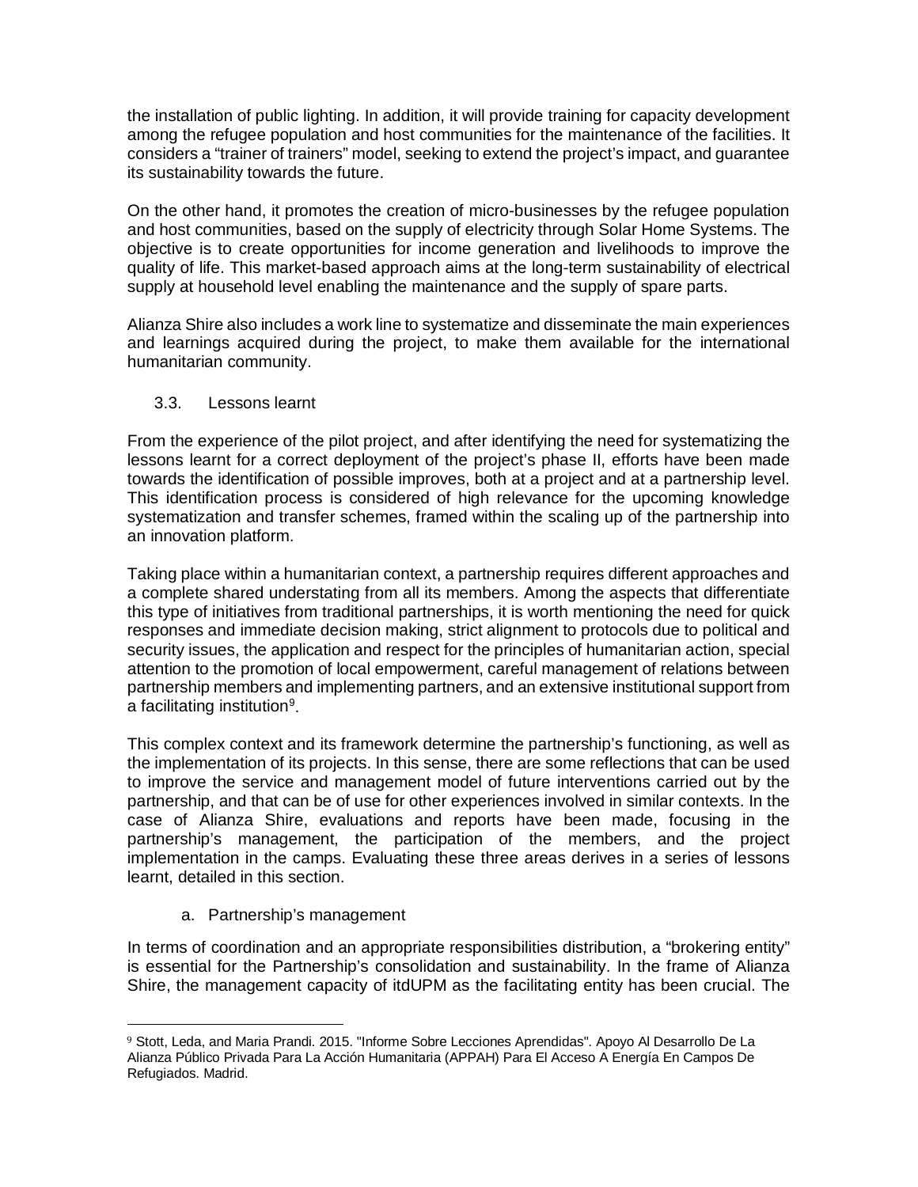the installation of public lighting. In addition, it will provide training for capacity development among the refugee population and host communities for the maintenance of the facilities. It considers a "trainer of trainers" model, seeking to extend the project's impact, and guarantee its sustainability towards the future.

On the other hand, it promotes the creation of micro-businesses by the refugee population and host communities, based on the supply of electricity through Solar Home Systems. The objective is to create opportunities for income generation and livelihoods to improve the quality of life. This market-based approach aims at the long-term sustainability of electrical supply at household level enabling the maintenance and the supply of spare parts.

Alianza Shire also includes a work line to systematize and disseminate the main experiences and learnings acquired during the project, to make them available for the international humanitarian community.

### 3.3. Lessons learnt

From the experience of the pilot project, and after identifying the need for systematizing the lessons learnt for a correct deployment of the project's phase II, efforts have been made towards the identification of possible improves, both at a project and at a partnership level. This identification process is considered of high relevance for the upcoming knowledge systematization and transfer schemes, framed within the scaling up of the partnership into an innovation platform.

Taking place within a humanitarian context, a partnership requires different approaches and a complete shared understating from all its members. Among the aspects that differentiate this type of initiatives from traditional partnerships, it is worth mentioning the need for quick responses and immediate decision making, strict alignment to protocols due to political and security issues, the application and respect for the principles of humanitarian action, special attention to the promotion of local empowerment, careful management of relations between partnership members and implementing partners, and an extensive institutional support from a facilitating institution[9].

This complex context and its framework determine the partnership's functioning, as well as the implementation of its projects. In this sense, there are some reflections that can be used to improve the service and management model of future interventions carried out by the partnership, and that can be of use for other experiences involved in similar contexts. In the case of Alianza Shire, evaluations and reports have been made, focusing in the partnership's management, the participation of the members, and the project implementation in the camps. Evaluating these three areas derives in a series of lessons learnt, detailed in this section.

#### a. Partnership's management

In terms of coordination and an appropriate responsibilities distribution, a "brokering entity" is essential for the Partnership's consolidation and sustainability. In the frame of Alianza Shire, the management capacity of itdUPM as the facilitating entity has been crucial. The

[9] Stott, Leda, and Maria Prandi. 2015. "Informe Sobre Lecciones Aprendidas". Apoyo Al Desarrollo De La Alianza Público Privada Para La Acción Humanitaria (APPAH) Para El Acceso A Energía En Campos De Refugiados. Madrid.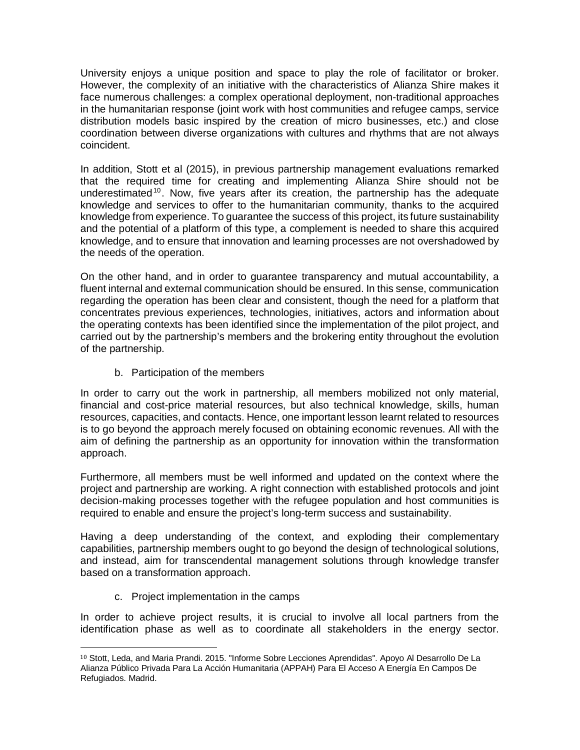University enjoys a unique position and space to play the role of facilitator or broker. However, the complexity of an initiative with the characteristics of Alianza Shire makes it face numerous challenges: a complex operational deployment, non-traditional approaches in the humanitarian response (joint work with host communities and refugee camps, service distribution models basic inspired by the creation of micro businesses, etc.) and close coordination between diverse organizations with cultures and rhythms that are not always coincident.

In addition, Stott et al (2015), in previous partnership management evaluations remarked that the required time for creating and implementing Alianza Shire should not be underestimated[10]. Now, five years after its creation, the partnership has the adequate knowledge and services to offer to the humanitarian community, thanks to the acquired knowledge from experience. To guarantee the success of this project, its future sustainability and the potential of a platform of this type, a complement is needed to share this acquired knowledge, and to ensure that innovation and learning processes are not overshadowed by the needs of the operation.

On the other hand, and in order to guarantee transparency and mutual accountability, a fluent internal and external communication should be ensured. In this sense, communication regarding the operation has been clear and consistent, though the need for a platform that concentrates previous experiences, technologies, initiatives, actors and information about the operating contexts has been identified since the implementation of the pilot project, and carried out by the partnership's members and the brokering entity throughout the evolution of the partnership.

b. Participation of the members

In order to carry out the work in partnership, all members mobilized not only material, financial and cost-price material resources, but also technical knowledge, skills, human resources, capacities, and contacts. Hence, one important lesson learnt related to resources is to go beyond the approach merely focused on obtaining economic revenues. All with the aim of defining the partnership as an opportunity for innovation within the transformation approach.

Furthermore, all members must be well informed and updated on the context where the project and partnership are working. A right connection with established protocols and joint decision-making processes together with the refugee population and host communities is required to enable and ensure the project's long-term success and sustainability.

Having a deep understanding of the context, and exploding their complementary capabilities, partnership members ought to go beyond the design of technological solutions, and instead, aim for transcendental management solutions through knowledge transfer based on a transformation approach.

c. Project implementation in the camps

In order to achieve project results, it is crucial to involve all local partners from the identification phase as well as to coordinate all stakeholders in the energy sector.

[10] Stott, Leda, and Maria Prandi. 2015. "Informe Sobre Lecciones Aprendidas". Apoyo Al Desarrollo De La Alianza Público Privada Para La Acción Humanitaria (APPAH) Para El Acceso A Energía En Campos De Refugiados. Madrid.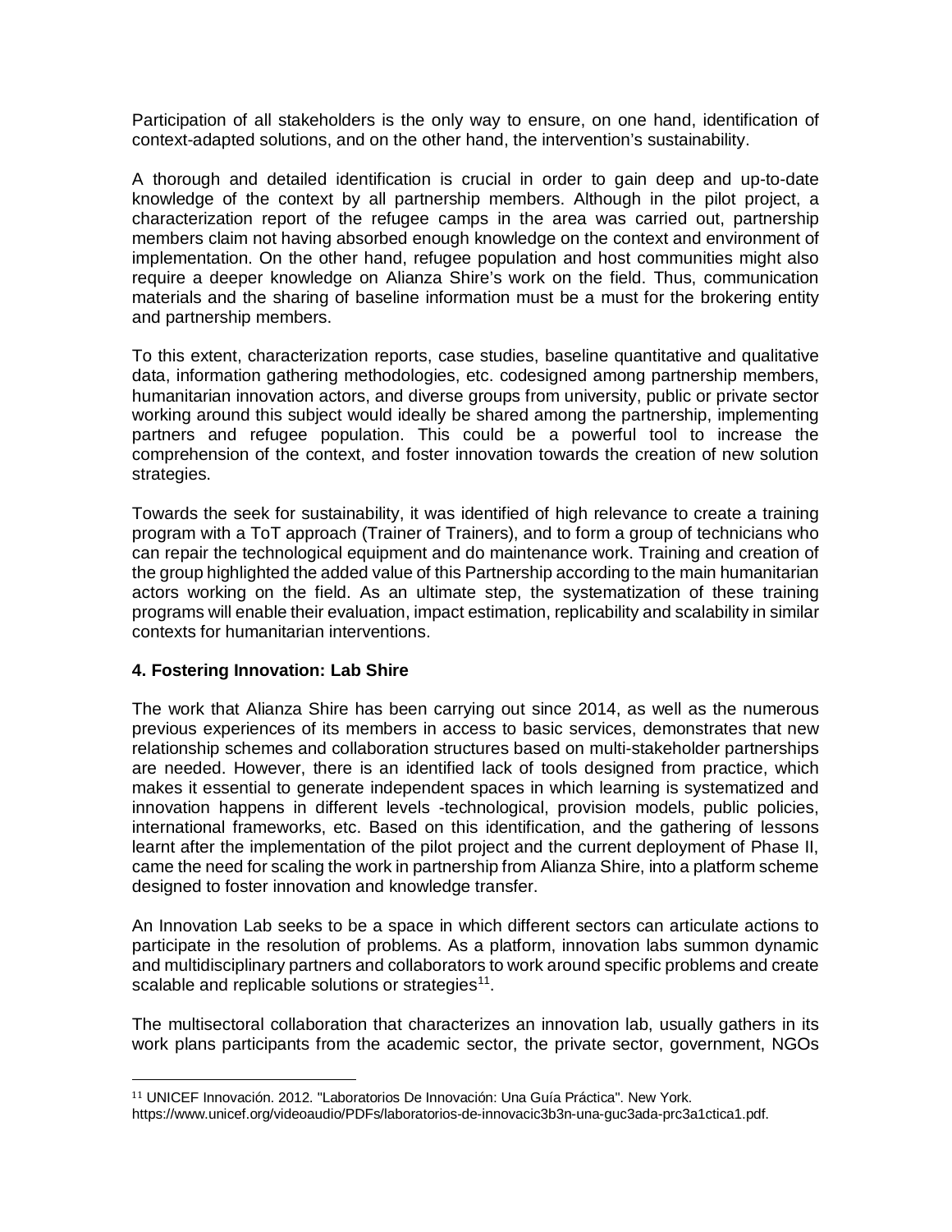Participation of all stakeholders is the only way to ensure, on one hand, identification of context-adapted solutions, and on the other hand, the intervention's sustainability.

A thorough and detailed identification is crucial in order to gain deep and up-to-date knowledge of the context by all partnership members. Although in the pilot project, a characterization report of the refugee camps in the area was carried out, partnership members claim not having absorbed enough knowledge on the context and environment of implementation. On the other hand, refugee population and host communities might also require a deeper knowledge on Alianza Shire's work on the field. Thus, communication materials and the sharing of baseline information must be a must for the brokering entity and partnership members.

To this extent, characterization reports, case studies, baseline quantitative and qualitative data, information gathering methodologies, etc. codesigned among partnership members, humanitarian innovation actors, and diverse groups from university, public or private sector working around this subject would ideally be shared among the partnership, implementing partners and refugee population. This could be a powerful tool to increase the comprehension of the context, and foster innovation towards the creation of new solution strategies.

Towards the seek for sustainability, it was identified of high relevance to create a training program with a ToT approach (Trainer of Trainers), and to form a group of technicians who can repair the technological equipment and do maintenance work. Training and creation of the group highlighted the added value of this Partnership according to the main humanitarian actors working on the field. As an ultimate step, the systematization of these training programs will enable their evaluation, impact estimation, replicability and scalability in similar contexts for humanitarian interventions.

#### 4. Fostering Innovation: Lab Shire

The work that Alianza Shire has been carrying out since 2014, as well as the numerous previous experiences of its members in access to basic services, demonstrates that new relationship schemes and collaboration structures based on multi-stakeholder partnerships are needed. However, there is an identified lack of tools designed from practice, which makes it essential to generate independent spaces in which learning is systematized and innovation happens in different levels -technological, provision models, public policies, international frameworks, etc. Based on this identification, and the gathering of lessons learnt after the implementation of the pilot project and the current deployment of Phase II, came the need for scaling the work in partnership from Alianza Shire, into a platform scheme designed to foster innovation and knowledge transfer.

An Innovation Lab seeks to be a space in which different sectors can articulate actions to participate in the resolution of problems. As a platform, innovation labs summon dynamic and multidisciplinary partners and collaborators to work around specific problems and create scalable and replicable solutions or strategies[11].

The multisectoral collaboration that characterizes an innovation lab, usually gathers in its work plans participants from the academic sector, the private sector, government, NGOs

---

[11] UNICEF Innovación. 2012. "Laboratorios De Innovación: Una Guía Práctica". New York. https://www.unicef.org/videoaudio/PDFs/laboratorios-de-innovacic3b3n-una-guc3ada-prc3a1ctica1.pdf.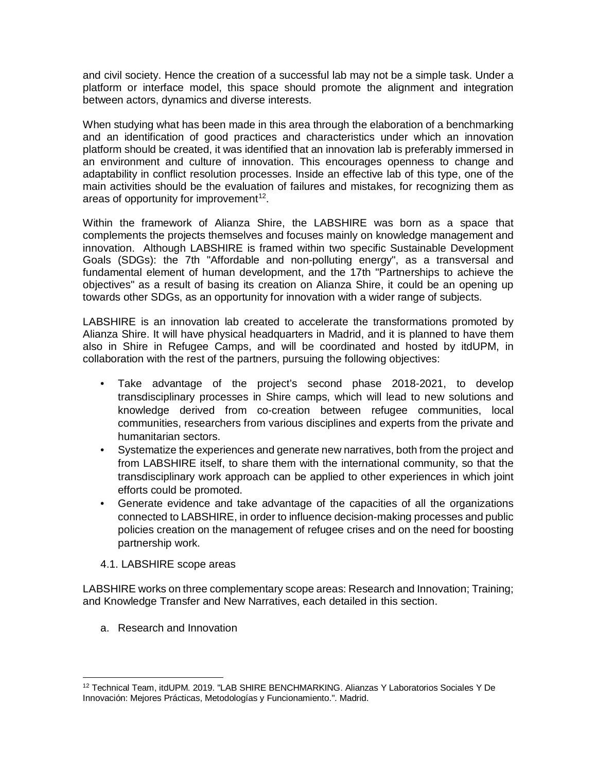and civil society. Hence the creation of a successful lab may not be a simple task. Under a platform or interface model, this space should promote the alignment and integration between actors, dynamics and diverse interests.

When studying what has been made in this area through the elaboration of a benchmarking and an identification of good practices and characteristics under which an innovation platform should be created, it was identified that an innovation lab is preferably immersed in an environment and culture of innovation. This encourages openness to change and adaptability in conflict resolution processes. Inside an effective lab of this type, one of the main activities should be the evaluation of failures and mistakes, for recognizing them as areas of opportunity for improvement[12].

Within the framework of Alianza Shire, the LABSHIRE was born as a space that complements the projects themselves and focuses mainly on knowledge management and innovation. Although LABSHIRE is framed within two specific Sustainable Development Goals (SDGs): the 7th "Affordable and non-polluting energy", as a transversal and fundamental element of human development, and the 17th "Partnerships to achieve the objectives" as a result of basing its creation on Alianza Shire, it could be an opening up towards other SDGs, as an opportunity for innovation with a wider range of subjects.

LABSHIRE is an innovation lab created to accelerate the transformations promoted by Alianza Shire. It will have physical headquarters in Madrid, and it is planned to have them also in Shire in Refugee Camps, and will be coordinated and hosted by itdUPM, in collaboration with the rest of the partners, pursuing the following objectives:

- Take advantage of the project's second phase 2018-2021, to develop transdisciplinary processes in Shire camps, which will lead to new solutions and knowledge derived from co-creation between refugee communities, local communities, researchers from various disciplines and experts from the private and humanitarian sectors.
- Systematize the experiences and generate new narratives, both from the project and from LABSHIRE itself, to share them with the international community, so that the transdisciplinary work approach can be applied to other experiences in which joint efforts could be promoted.
- Generate evidence and take advantage of the capacities of all the organizations connected to LABSHIRE, in order to influence decision-making processes and public policies creation on the management of refugee crises and on the need for boosting partnership work.

### 4.1. LABSHIRE scope areas

LABSHIRE works on three complementary scope areas: Research and Innovation; Training; and Knowledge Transfer and New Narratives, each detailed in this section.

#### a. Research and Innovation

[12] Technical Team, itdUPM. 2019. "LAB SHIRE BENCHMARKING. Alianzas Y Laboratorios Sociales Y De Innovación: Mejores Prácticas, Metodologías y Funcionamiento.". Madrid.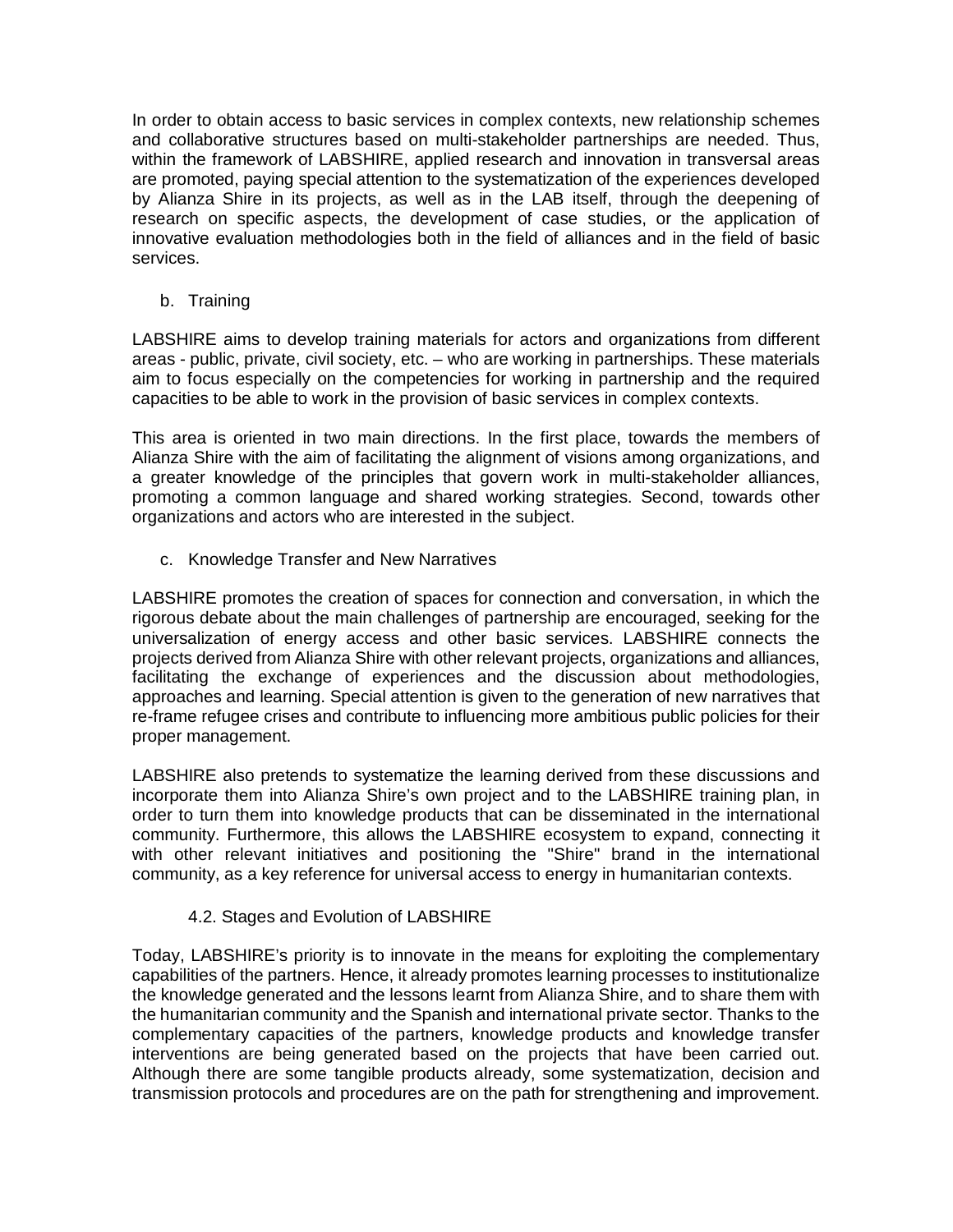In order to obtain access to basic services in complex contexts, new relationship schemes and collaborative structures based on multi-stakeholder partnerships are needed. Thus, within the framework of LABSHIRE, applied research and innovation in transversal areas are promoted, paying special attention to the systematization of the experiences developed by Alianza Shire in its projects, as well as in the LAB itself, through the deepening of research on specific aspects, the development of case studies, or the application of innovative evaluation methodologies both in the field of alliances and in the field of basic services.

b. Training

LABSHIRE aims to develop training materials for actors and organizations from different areas - public, private, civil society, etc. – who are working in partnerships. These materials aim to focus especially on the competencies for working in partnership and the required capacities to be able to work in the provision of basic services in complex contexts.

This area is oriented in two main directions. In the first place, towards the members of Alianza Shire with the aim of facilitating the alignment of visions among organizations, and a greater knowledge of the principles that govern work in multi-stakeholder alliances, promoting a common language and shared working strategies. Second, towards other organizations and actors who are interested in the subject.

c. Knowledge Transfer and New Narratives

LABSHIRE promotes the creation of spaces for connection and conversation, in which the rigorous debate about the main challenges of partnership are encouraged, seeking for the universalization of energy access and other basic services. LABSHIRE connects the projects derived from Alianza Shire with other relevant projects, organizations and alliances, facilitating the exchange of experiences and the discussion about methodologies, approaches and learning. Special attention is given to the generation of new narratives that re-frame refugee crises and contribute to influencing more ambitious public policies for their proper management.

LABSHIRE also pretends to systematize the learning derived from these discussions and incorporate them into Alianza Shire's own project and to the LABSHIRE training plan, in order to turn them into knowledge products that can be disseminated in the international community. Furthermore, this allows the LABSHIRE ecosystem to expand, connecting it with other relevant initiatives and positioning the "Shire" brand in the international community, as a key reference for universal access to energy in humanitarian contexts.

### 4.2. Stages and Evolution of LABSHIRE

Today, LABSHIRE's priority is to innovate in the means for exploiting the complementary capabilities of the partners. Hence, it already promotes learning processes to institutionalize the knowledge generated and the lessons learnt from Alianza Shire, and to share them with the humanitarian community and the Spanish and international private sector. Thanks to the complementary capacities of the partners, knowledge products and knowledge transfer interventions are being generated based on the projects that have been carried out. Although there are some tangible products already, some systematization, decision and transmission protocols and procedures are on the path for strengthening and improvement.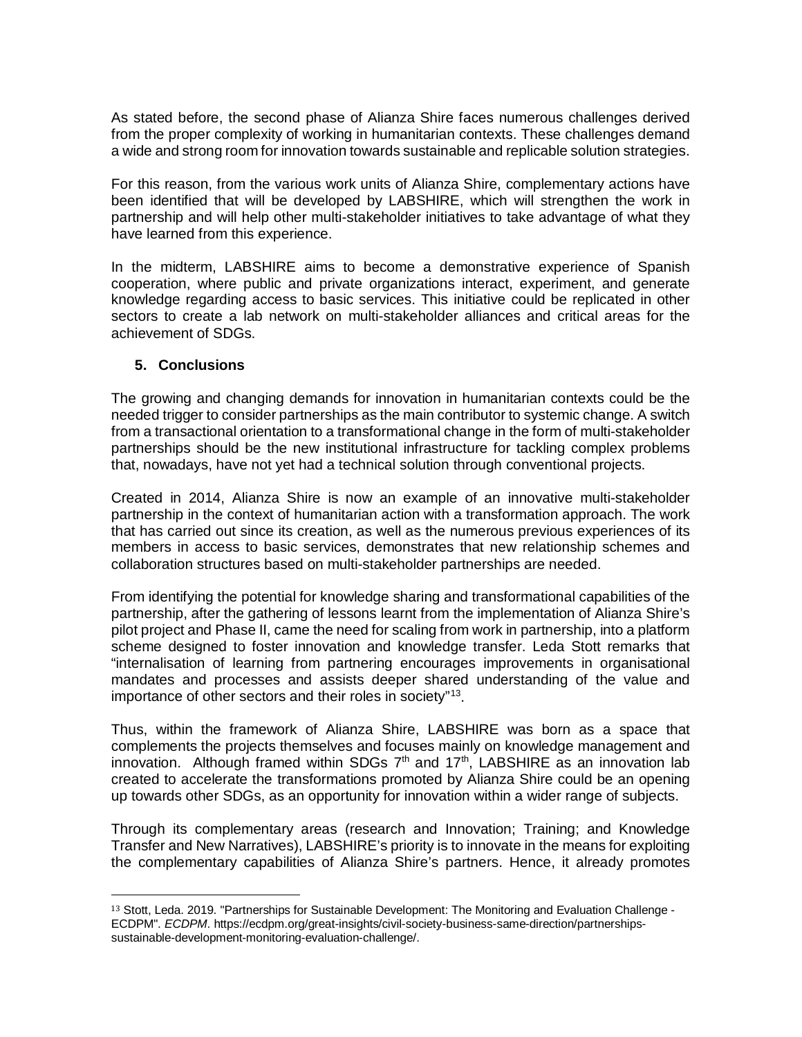As stated before, the second phase of Alianza Shire faces numerous challenges derived from the proper complexity of working in humanitarian contexts. These challenges demand a wide and strong room for innovation towards sustainable and replicable solution strategies.

For this reason, from the various work units of Alianza Shire, complementary actions have been identified that will be developed by LABSHIRE, which will strengthen the work in partnership and will help other multi-stakeholder initiatives to take advantage of what they have learned from this experience.

In the midterm, LABSHIRE aims to become a demonstrative experience of Spanish cooperation, where public and private organizations interact, experiment, and generate knowledge regarding access to basic services. This initiative could be replicated in other sectors to create a lab network on multi-stakeholder alliances and critical areas for the achievement of SDGs.

## 5. Conclusions

The growing and changing demands for innovation in humanitarian contexts could be the needed trigger to consider partnerships as the main contributor to systemic change. A switch from a transactional orientation to a transformational change in the form of multi-stakeholder partnerships should be the new institutional infrastructure for tackling complex problems that, nowadays, have not yet had a technical solution through conventional projects.

Created in 2014, Alianza Shire is now an example of an innovative multi-stakeholder partnership in the context of humanitarian action with a transformation approach. The work that has carried out since its creation, as well as the numerous previous experiences of its members in access to basic services, demonstrates that new relationship schemes and collaboration structures based on multi-stakeholder partnerships are needed.

From identifying the potential for knowledge sharing and transformational capabilities of the partnership, after the gathering of lessons learnt from the implementation of Alianza Shire's pilot project and Phase II, came the need for scaling from work in partnership, into a platform scheme designed to foster innovation and knowledge transfer. Leda Stott remarks that "internalisation of learning from partnering encourages improvements in organisational mandates and processes and assists deeper shared understanding of the value and importance of other sectors and their roles in society"[13].

Thus, within the framework of Alianza Shire, LABSHIRE was born as a space that complements the projects themselves and focuses mainly on knowledge management and innovation. Although framed within SDGs 7th and 17th, LABSHIRE as an innovation lab created to accelerate the transformations promoted by Alianza Shire could be an opening up towards other SDGs, as an opportunity for innovation within a wider range of subjects.

Through its complementary areas (research and Innovation; Training; and Knowledge Transfer and New Narratives), LABSHIRE's priority is to innovate in the means for exploiting the complementary capabilities of Alianza Shire's partners. Hence, it already promotes

---

[13] Stott, Leda. 2019. "Partnerships for Sustainable Development: The Monitoring and Evaluation Challenge - ECDPM". *ECDPM*. https://ecdpm.org/great-insights/civil-society-business-same-direction/partnerships-sustainable-development-monitoring-evaluation-challenge/.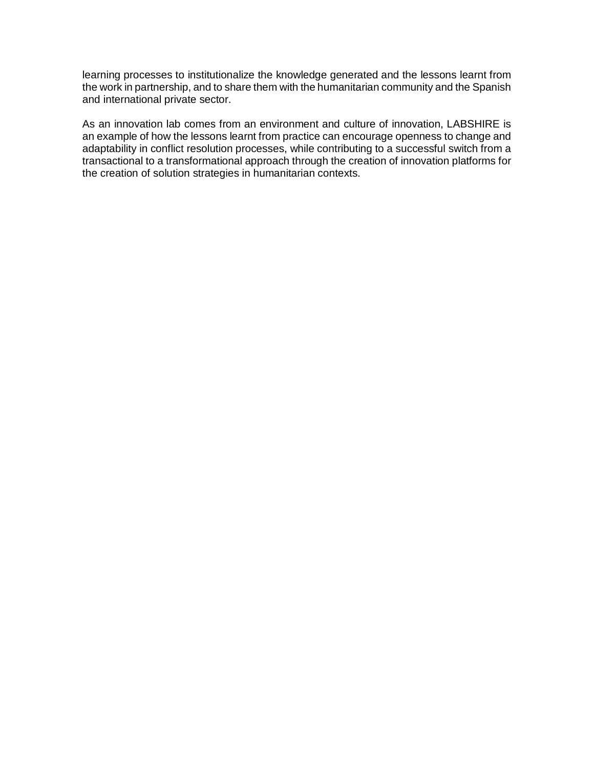learning processes to institutionalize the knowledge generated and the lessons learnt from the work in partnership, and to share them with the humanitarian community and the Spanish and international private sector.

As an innovation lab comes from an environment and culture of innovation, LABSHIRE is an example of how the lessons learnt from practice can encourage openness to change and adaptability in conflict resolution processes, while contributing to a successful switch from a transactional to a transformational approach through the creation of innovation platforms for the creation of solution strategies in humanitarian contexts.